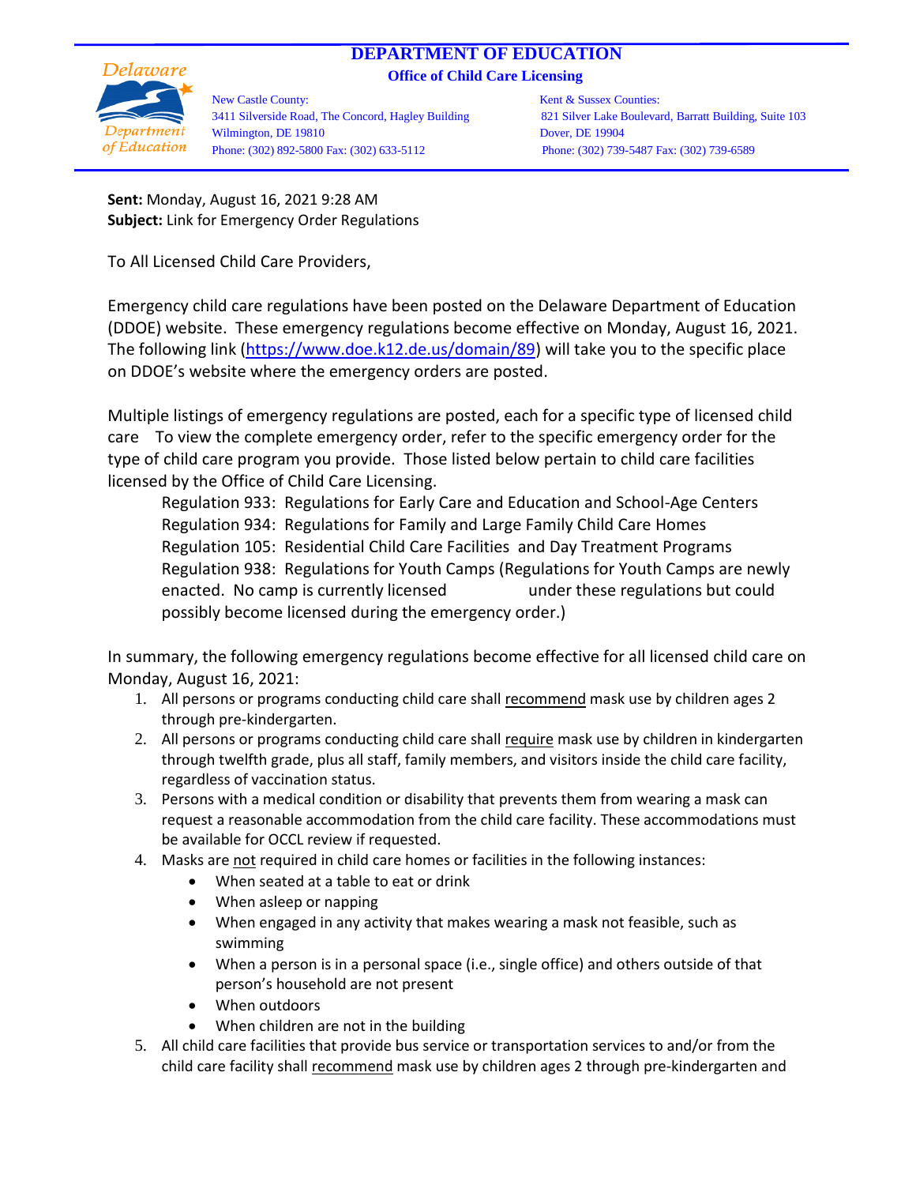# DEPARTMENT OF EDUCATION

## Office of Child Care Licensing

Delaware Department of Education

New Castle County:
3411 Silverside Road, The Concord, Hagley Building
Wilmington, DE 19810
Phone: (302) 892-5800 Fax: (302) 633-5112

Kent & Sussex Counties:
821 Silver Lake Boulevard, Barratt Building, Suite 103
Dover, DE 19904
Phone: (302) 739-5487 Fax: (302) 739-6589

**Sent:** Monday, August 16, 2021 9:28 AM
**Subject:** Link for Emergency Order Regulations

To All Licensed Child Care Providers,

Emergency child care regulations have been posted on the Delaware Department of Education (DDOE) website. These emergency regulations become effective on Monday, August 16, 2021. The following link (https://www.doe.k12.de.us/domain/89) will take you to the specific place on DDOE's website where the emergency orders are posted.

Multiple listings of emergency regulations are posted, each for a specific type of licensed child care To view the complete emergency order, refer to the specific emergency order for the type of child care program you provide. Those listed below pertain to child care facilities licensed by the Office of Child Care Licensing.

Regulation 933: Regulations for Early Care and Education and School-Age Centers
Regulation 934: Regulations for Family and Large Family Child Care Homes
Regulation 105: Residential Child Care Facilities and Day Treatment Programs
Regulation 938: Regulations for Youth Camps (Regulations for Youth Camps are newly enacted. No camp is currently licensed under these regulations but could possibly become licensed during the emergency order.)

In summary, the following emergency regulations become effective for all licensed child care on Monday, August 16, 2021:

1. All persons or programs conducting child care shall <u>recommend</u> mask use by children ages 2 through pre-kindergarten.
2. All persons or programs conducting child care shall <u>require</u> mask use by children in kindergarten through twelfth grade, plus all staff, family members, and visitors inside the child care facility, regardless of vaccination status.
3. Persons with a medical condition or disability that prevents them from wearing a mask can request a reasonable accommodation from the child care facility. These accommodations must be available for OCCL review if requested.
4. Masks are <u>not</u> required in child care homes or facilities in the following instances:
   - When seated at a table to eat or drink
   - When asleep or napping
   - When engaged in any activity that makes wearing a mask not feasible, such as swimming
   - When a person is in a personal space (i.e., single office) and others outside of that person's household are not present
   - When outdoors
   - When children are not in the building
5. All child care facilities that provide bus service or transportation services to and/or from the child care facility shall <u>recommend</u> mask use by children ages 2 through pre-kindergarten and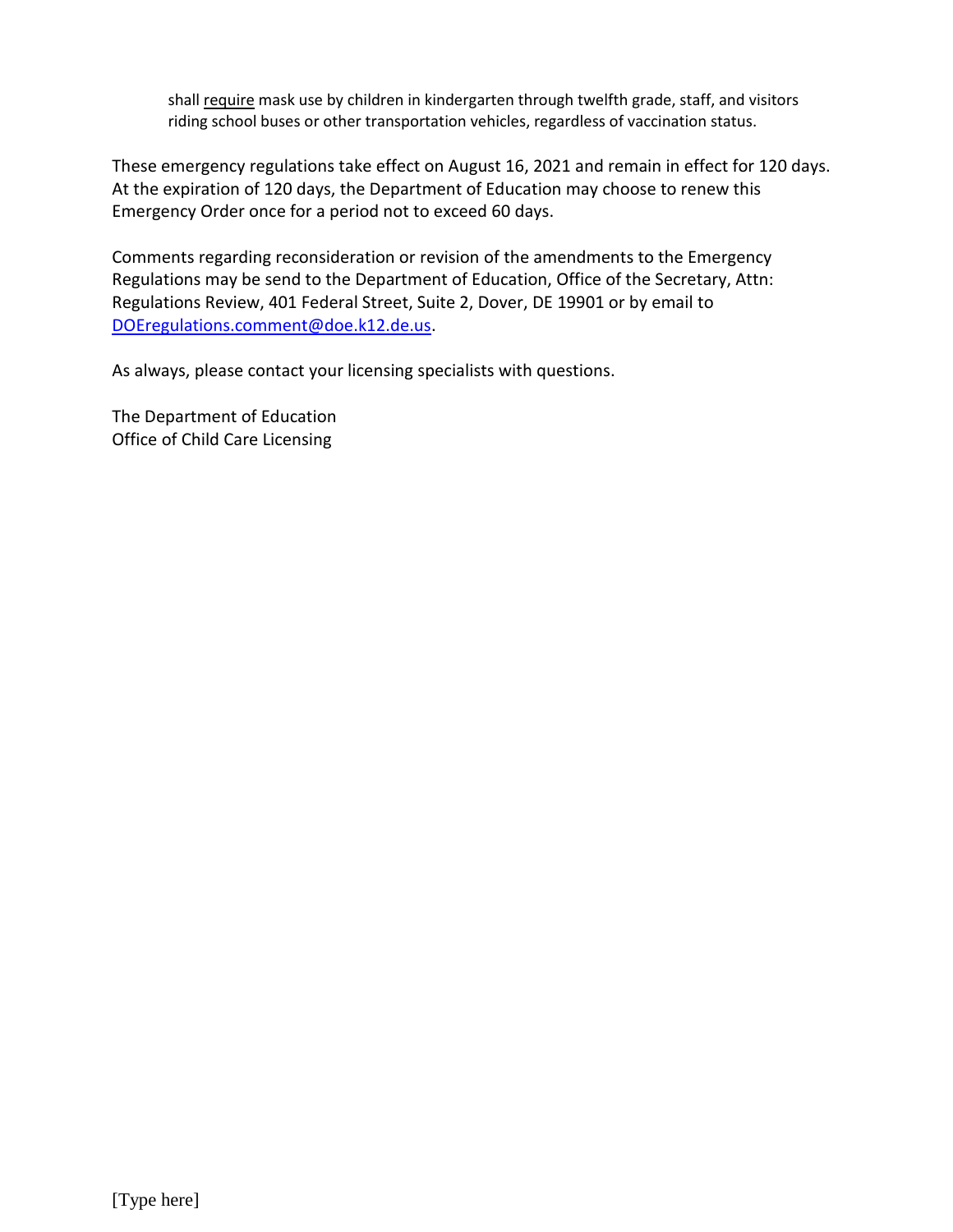shall <u>require</u> mask use by children in kindergarten through twelfth grade, staff, and visitors riding school buses or other transportation vehicles, regardless of vaccination status.

These emergency regulations take effect on August 16, 2021 and remain in effect for 120 days. At the expiration of 120 days, the Department of Education may choose to renew this Emergency Order once for a period not to exceed 60 days.

Comments regarding reconsideration or revision of the amendments to the Emergency Regulations may be send to the Department of Education, Office of the Secretary, Attn: Regulations Review, 401 Federal Street, Suite 2, Dover, DE 19901 or by email to DOEregulations.comment@doe.k12.de.us.

As always, please contact your licensing specialists with questions.

The Department of Education
Office of Child Care Licensing

[Type here]